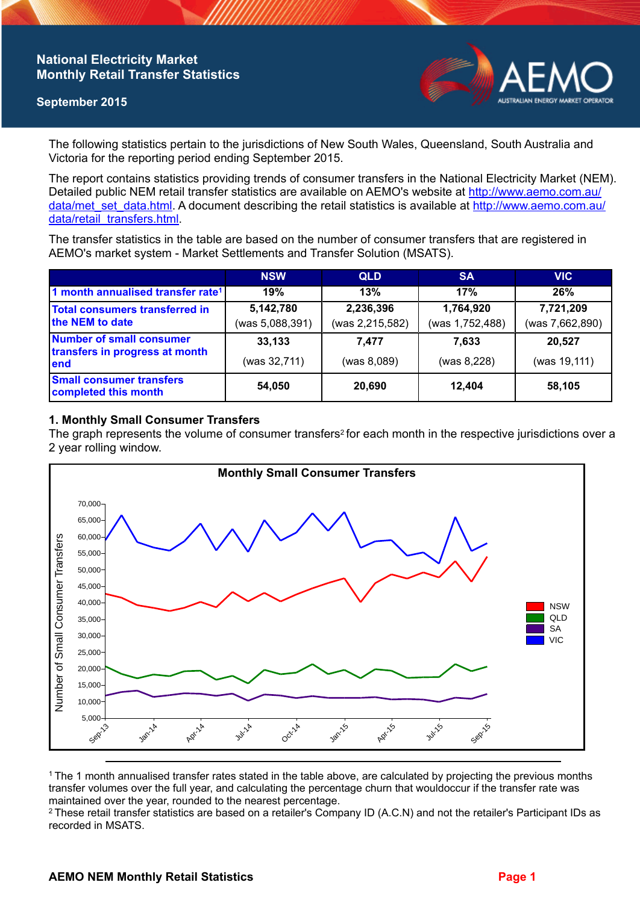# National Electricity Market Monthly Retail Transfer Statistics

**September 2015**

The following statistics pertain to the jurisdictions of New South Wales, Queensland, South Australia and Victoria for the reporting period ending September 2015.

The report contains statistics providing trends of consumer transfers in the National Electricity Market (NEM). Detailed public NEM retail transfer statistics are available on AEMO's website at http://www.aemo.com.au/data/met_set_data.html. A document describing the retail statistics is available at http://www.aemo.com.au/data/retail_transfers.html.

The transfer statistics in the table are based on the number of consumer transfers that are registered in AEMO's market system - Market Settlements and Transfer Solution (MSATS).

| | NSW | QLD | SA | VIC |
|---|---|---|---|---|
| 1 month annualised transfer rate[1] | 19% | 13% | 17% | 26% |
| Total consumers transferred in the NEM to date | 5,142,780 (was 5,088,391) | 2,236,396 (was 2,215,582) | 1,764,920 (was 1,752,488) | 7,721,209 (was 7,662,890) |
| Number of small consumer transfers in progress at month end | 33,133 (was 32,711) | 7,477 (was 8,089) | 7,633 (was 8,228) | 20,527 (was 19,111) |
| Small consumer transfers completed this month | 54,050 | 20,690 | 12,404 | 58,105 |

## 1. Monthly Small Consumer Transfers

The graph represents the volume of consumer transfers[2] for each month in the respective jurisdictions over a 2 year rolling window.

[1] The 1 month annualised transfer rates stated in the table above, are calculated by projecting the previous months transfer volumes over the full year, and calculating the percentage churn that wouldoccur if the transfer rate was maintained over the year, rounded to the nearest percentage.

[2] These retail transfer statistics are based on a retailer's Company ID (A.C.N) and not the retailer's Participant IDs as recorded in MSATS.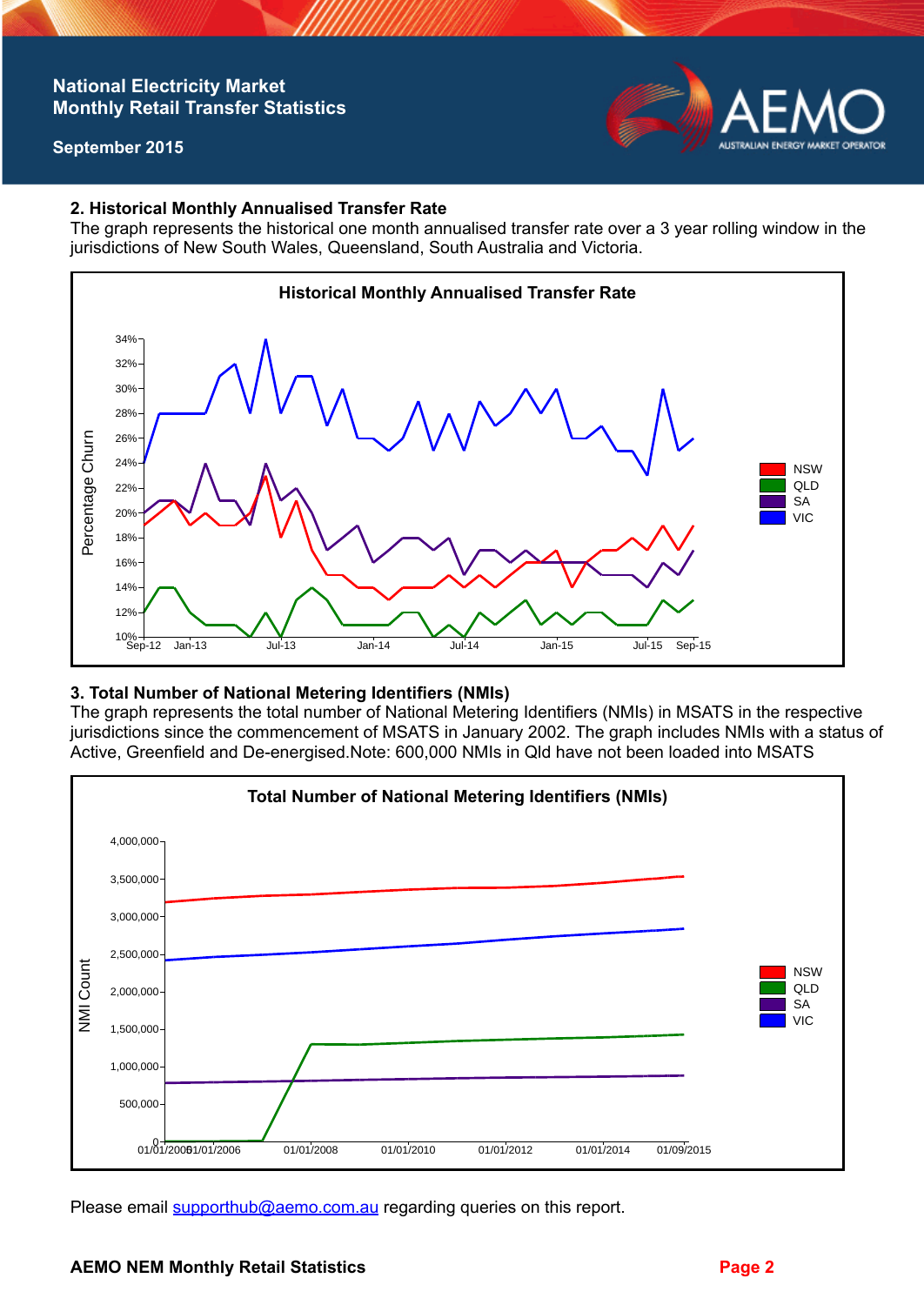## 2. Historical Monthly Annualised Transfer Rate

The graph represents the historical one month annualised transfer rate over a 3 year rolling window in the jurisdictions of New South Wales, Queensland, South Australia and Victoria.

Historical Monthly Annualised Transfer Rate

Percentage Churn

34%
32%
30%
28%
26%
24%
22%
20%
18%
16%
14%
12%
10%

Sep-12 Jan-13 Jul-13 Jan-14 Jul-14 Jan-15 Jul-15 Sep-15

NSW
QLD
SA
VIC

## 3. Total Number of National Metering Identifiers (NMIs)

The graph represents the total number of National Metering Identifiers (NMIs) in MSATS in the respective jurisdictions since the commencement of MSATS in January 2002. The graph includes NMIs with a status of Active, Greenfield and De-energised.Note: 600,000 NMIs in Qld have not been loaded into MSATS

Total Number of National Metering Identifiers (NMIs)

NMI Count

4,000,000
3,500,000
3,000,000
2,500,000
2,000,000
1,500,000
1,000,000
500,000
0

01/01/2005 01/01/2006 01/01/2008 01/01/2010 01/01/2012 01/01/2014 01/09/2015

NSW
QLD
SA
VIC

Please email supporthub@aemo.com.au regarding queries on this report.